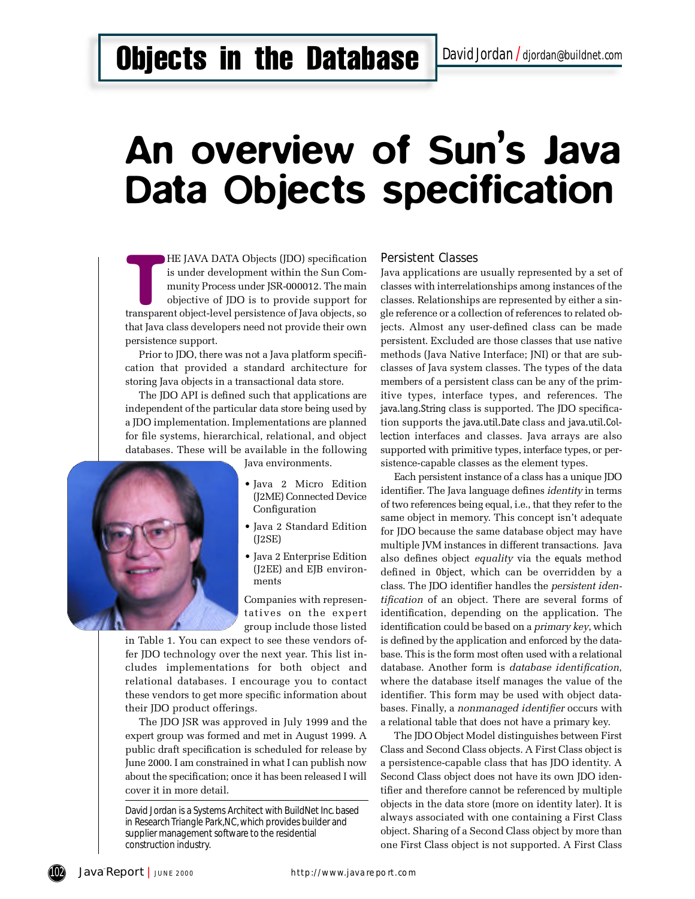Objects in the Database

David Jordan / djordan@buildnet.com

# An overview of Sun's Java Data Objects specification

THE JAVA DATA Objects (JDO) specification is under development within the Sun Community Process under JSR-000012. The main objective of JDO is to provide support for transparent object-level persistence of Java objects, so that Java class developers need not provide their own persistence support.

Prior to JDO, there was not a Java platform specification that provided a standard architecture for storing Java objects in a transactional data store.

The JDO API is defined such that applications are independent of the particular data store being used by a JDO implementation. Implementations are planned for file systems, hierarchical, relational, and object databases. These will be available in the following Java environments.

- Java 2 Micro Edition (J2ME) Connected Device Configuration
- Java 2 Standard Edition (J2SE)
- Java 2 Enterprise Edition (J2EE) and EJB environments

Companies with representatives on the expert group include those listed in Table 1. You can expect to see these vendors offer JDO technology over the next year. This list includes implementations for both object and relational databases. I encourage you to contact these vendors to get more specific information about their JDO product offerings.

The JDO JSR was approved in July 1999 and the expert group was formed and met in August 1999. A public draft specification is scheduled for release by June 2000. I am constrained in what I can publish now about the specification; once it has been released I will cover it in more detail.

David Jordan is a Systems Architect with BuildNet Inc. based in Research Triangle Park, NC, which provides builder and supplier management software to the residential construction industry.

## Persistent Classes

Java applications are usually represented by a set of classes with interrelationships among instances of the classes. Relationships are represented by either a single reference or a collection of references to related objects. Almost any user-defined class can be made persistent. Excluded are those classes that use native methods (Java Native Interface; JNI) or that are subclasses of Java system classes. The types of the data members of a persistent class can be any of the primitive types, interface types, and references. The `java.lang.String` class is supported. The JDO specification supports the `java.util.Date` class and `java.util.Collection` interfaces and classes. Java arrays are also supported with primitive types, interface types, or persistence-capable classes as the element types.

Each persistent instance of a class has a unique JDO identifier. The Java language defines *identity* in terms of two references being equal, i.e., that they refer to the same object in memory. This concept isn't adequate for JDO because the same database object may have multiple JVM instances in different transactions. Java also defines object *equality* via the `equals` method defined in `Object`, which can be overridden by a class. The JDO identifier handles the *persistent identification* of an object. There are several forms of identification, depending on the application. The identification could be based on a *primary key*, which is defined by the application and enforced by the database. This is the form most often used with a relational database. Another form is *database identification*, where the database itself manages the value of the identifier. This form may be used with object databases. Finally, a *nonmanaged identifier* occurs with a relational table that does not have a primary key.

The JDO Object Model distinguishes between First Class and Second Class objects. A First Class object is a persistence-capable class that has JDO identity. A Second Class object does not have its own JDO identifier and therefore cannot be referenced by multiple objects in the data store (more on identity later). It is always associated with one containing a First Class object. Sharing of a Second Class object by more than one First Class object is not supported. A First Class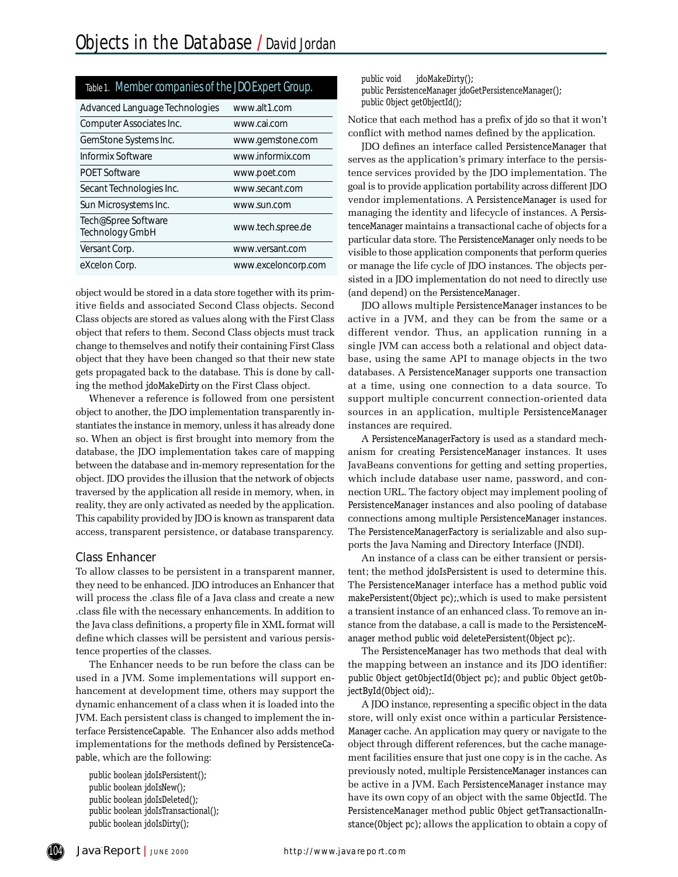**Table 1. Member companies of the JDO Expert Group.**

| Company | URL |
| --- | --- |
| Advanced Language Technologies | www.alt1.com |
| Computer Associates Inc. | www.cai.com |
| GemStone Systems Inc. | www.gemstone.com |
| Informix Software | www.informix.com |
| POET Software | www.poet.com |
| Secant Technologies Inc. | www.secant.com |
| Sun Microsystems Inc. | www.sun.com |
| Tech@Spree Software Technology GmbH | www.tech.spree.de |
| Versant Corp. | www.versant.com |
| eXcelon Corp. | www.exceloncorp.com |

object would be stored in a data store together with its primitive fields and associated Second Class objects. Second Class objects are stored as values along with the First Class object that refers to them. Second Class objects must track change to themselves and notify their containing First Class object that they have been changed so that their new state gets propagated back to the database. This is done by calling the method jdoMakeDirty on the First Class object.

Whenever a reference is followed from one persistent object to another, the JDO implementation transparently instantiates the instance in memory, unless it has already done so. When an object is first brought into memory from the database, the JDO implementation takes care of mapping between the database and in-memory representation for the object. JDO provides the illusion that the network of objects traversed by the application all reside in memory, when, in reality, they are only activated as needed by the application. This capability provided by JDO is known as transparent data access, transparent persistence, or database transparency.

## Class Enhancer

To allow classes to be persistent in a transparent manner, they need to be enhanced. JDO introduces an Enhancer that will process the .class file of a Java class and create a new .class file with the necessary enhancements. In addition to the Java class definitions, a property file in XML format will define which classes will be persistent and various persistence properties of the classes.

The Enhancer needs to be run before the class can be used in a JVM. Some implementations will support enhancement at development time, others may support the dynamic enhancement of a class when it is loaded into the JVM. Each persistent class is changed to implement the interface PersistenceCapable. The Enhancer also adds method implementations for the methods defined by PersistenceCapable, which are the following:

```
public boolean jdoIsPersistent();
public boolean jdoIsNew();
public boolean jdoIsDeleted();
public boolean jdoIsTransactional();
public boolean jdoIsDirty();
public void    jdoMakeDirty();
public PersistenceManager jdoGetPersistenceManager();
public Object getObjectId();
```

Notice that each method has a prefix of jdo so that it won't conflict with method names defined by the application.

JDO defines an interface called PersistenceManager that serves as the application's primary interface to the persistence services provided by the JDO implementation. The goal is to provide application portability across different JDO vendor implementations. A PersistenceManager is used for managing the identity and lifecycle of instances. A PersistenceManager maintains a transactional cache of objects for a particular data store. The PersistenceManager only needs to be visible to those application components that perform queries or manage the life cycle of JDO instances. The objects persisted in a JDO implementation do not need to directly use (and depend) on the PersistenceManager.

JDO allows multiple PersistenceManager instances to be active in a JVM, and they can be from the same or a different vendor. Thus, an application running in a single JVM can access both a relational and object database, using the same API to manage objects in the two databases. A PersistenceManager supports one transaction at a time, using one connection to a data source. To support multiple concurrent connection-oriented data sources in an application, multiple PersistenceManager instances are required.

A PersistenceManagerFactory is used as a standard mechanism for creating PersistenceManager instances. It uses JavaBeans conventions for getting and setting properties, which include database user name, password, and connection URL. The factory object may implement pooling of PersistenceManager instances and also pooling of database connections among multiple PersistenceManager instances. The PersistenceManagerFactory is serializable and also supports the Java Naming and Directory Interface (JNDI).

An instance of a class can be either transient or persistent; the method jdoIsPersistent is used to determine this. The PersistenceManager interface has a method public void makePersistent(Object pc);,which is used to make persistent a transient instance of an enhanced class. To remove an instance from the database, a call is made to the PersistenceManager method public void deletePersistent(Object pc);.

The PersistenceManager has two methods that deal with the mapping between an instance and its JDO identifier: public Object getObjectId(Object pc); and public Object getObjectById(Object oid);.

A JDO instance, representing a specific object in the data store, will only exist once within a particular PersistenceManager cache. An application may query or navigate to the object through different references, but the cache management facilities ensure that just one copy is in the cache. As previously noted, multiple PersistenceManager instances can be active in a JVM. Each PersistenceManager instance may have its own copy of an object with the same ObjectId. The PersistenceManager method public Object getTransactionalInstance(Object pc); allows the application to obtain a copy of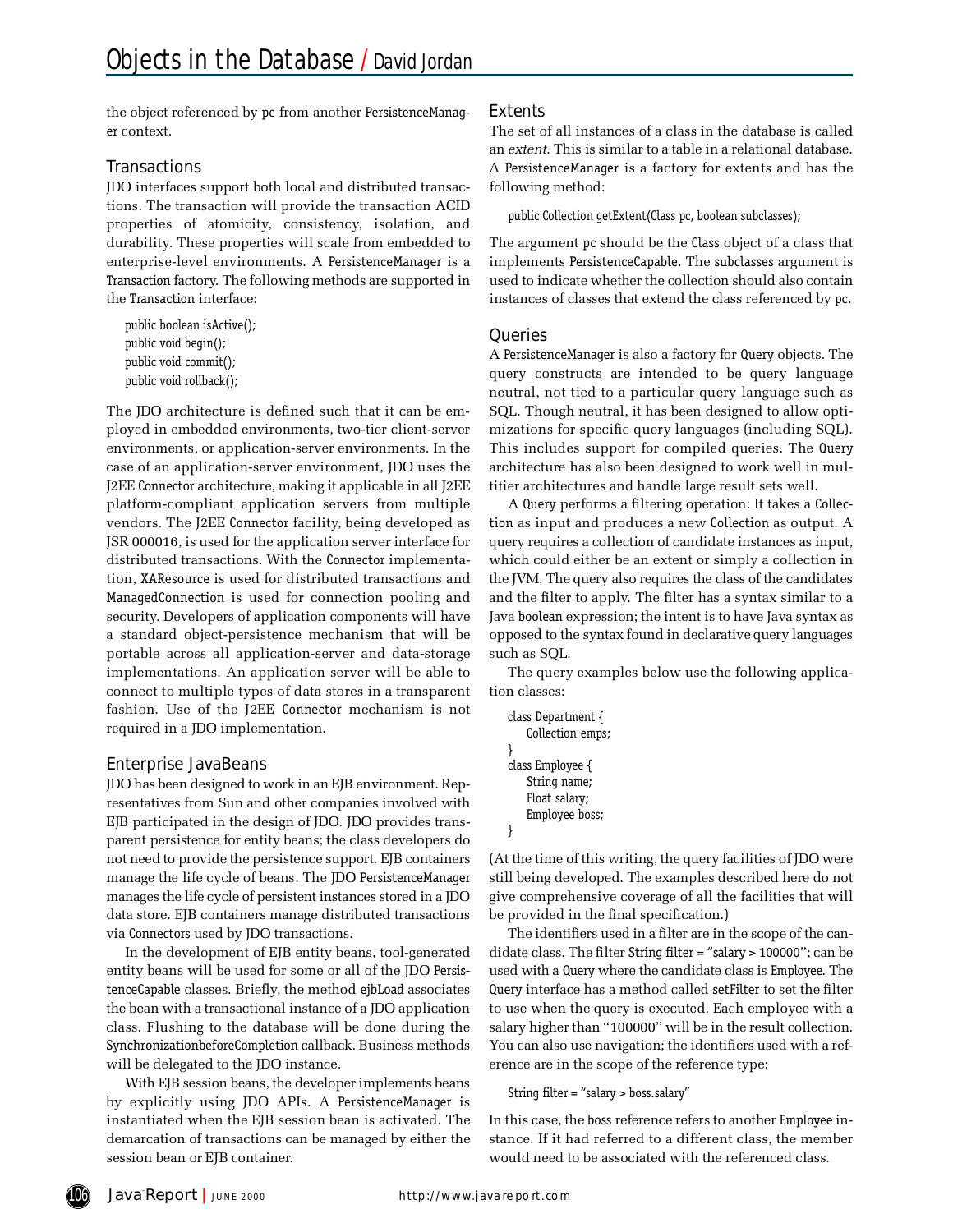the object referenced by pc from another PersistenceManager context.

## Transactions

JDO interfaces support both local and distributed transactions. The transaction will provide the transaction ACID properties of atomicity, consistency, isolation, and durability. These properties will scale from embedded to enterprise-level environments. A PersistenceManager is a Transaction factory. The following methods are supported in the Transaction interface:

```
public boolean isActive();
public void begin();
public void commit();
public void rollback();
```

The JDO architecture is defined such that it can be employed in embedded environments, two-tier client-server environments, or application-server environments. In the case of an application-server environment, JDO uses the J2EE Connector architecture, making it applicable in all J2EE platform-compliant application servers from multiple vendors. The J2EE Connector facility, being developed as JSR 000016, is used for the application server interface for distributed transactions. With the Connector implementation, XAResource is used for distributed transactions and ManagedConnection is used for connection pooling and security. Developers of application components will have a standard object-persistence mechanism that will be portable across all application-server and data-storage implementations. An application server will be able to connect to multiple types of data stores in a transparent fashion. Use of the J2EE Connector mechanism is not required in a JDO implementation.

## Enterprise JavaBeans

JDO has been designed to work in an EJB environment. Representatives from Sun and other companies involved with EJB participated in the design of JDO. JDO provides transparent persistence for entity beans; the class developers do not need to provide the persistence support. EJB containers manage the life cycle of beans. The JDO PersistenceManager manages the life cycle of persistent instances stored in a JDO data store. EJB containers manage distributed transactions via Connectors used by JDO transactions.

In the development of EJB entity beans, tool-generated entity beans will be used for some or all of the JDO PersistenceCapable classes. Briefly, the method ejbLoad associates the bean with a transactional instance of a JDO application class. Flushing to the database will be done during the SynchronizationbeforeCompletion callback. Business methods will be delegated to the JDO instance.

With EJB session beans, the developer implements beans by explicitly using JDO APIs. A PersistenceManager is instantiated when the EJB session bean is activated. The demarcation of transactions can be managed by either the session bean or EJB container.

## Extents

The set of all instances of a class in the database is called an *extent*. This is similar to a table in a relational database. A PersistenceManager is a factory for extents and has the following method:

```
public Collection getExtent(Class pc, boolean subclasses);
```

The argument pc should be the Class object of a class that implements PersistenceCapable. The subclasses argument is used to indicate whether the collection should also contain instances of classes that extend the class referenced by pc.

## Queries

A PersistenceManager is also a factory for Query objects. The query constructs are intended to be query language neutral, not tied to a particular query language such as SQL. Though neutral, it has been designed to allow optimizations for specific query languages (including SQL). This includes support for compiled queries. The Query architecture has also been designed to work well in multitier architectures and handle large result sets well.

A Query performs a filtering operation: It takes a Collection as input and produces a new Collection as output. A query requires a collection of candidate instances as input, which could either be an extent or simply a collection in the JVM. The query also requires the class of the candidates and the filter to apply. The filter has a syntax similar to a Java boolean expression; the intent is to have Java syntax as opposed to the syntax found in declarative query languages such as SQL.

The query examples below use the following application classes:

```
class Department {
    Collection emps;
}
class Employee {
    String name;
    Float salary;
    Employee boss;
}
```

(At the time of this writing, the query facilities of JDO were still being developed. The examples described here do not give comprehensive coverage of all the facilities that will be provided in the final specification.)

The identifiers used in a filter are in the scope of the candidate class. The filter String filter = "salary > 100000"; can be used with a Query where the candidate class is Employee. The Query interface has a method called setFilter to set the filter to use when the query is executed. Each employee with a salary higher than "100000" will be in the result collection. You can also use navigation; the identifiers used with a reference are in the scope of the reference type:

```
String filter = "salary > boss.salary"
```

In this case, the boss reference refers to another Employee instance. If it had referred to a different class, the member would need to be associated with the referenced class.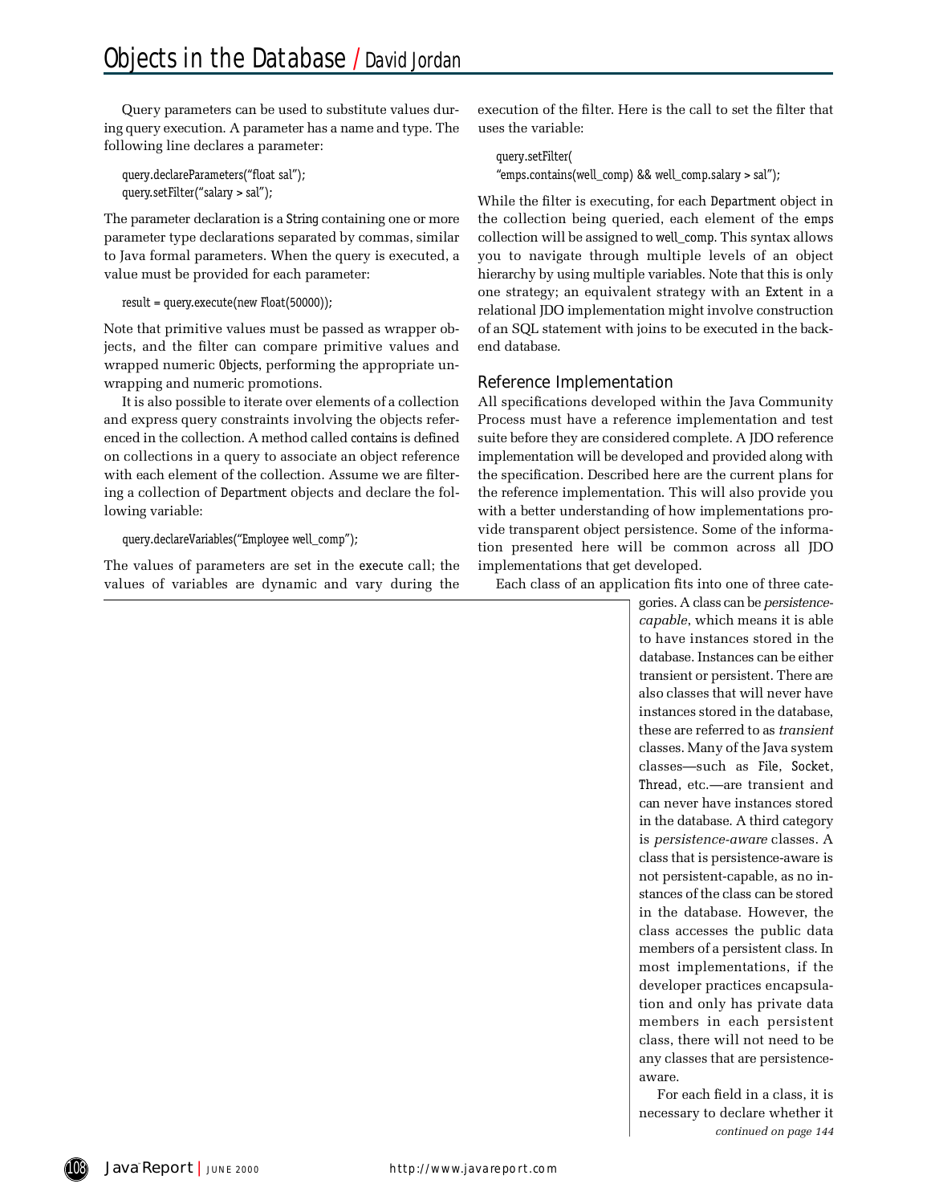Query parameters can be used to substitute values during query execution. A parameter has a name and type. The following line declares a parameter:

```
query.declareParameters("float sal");
query.setFilter("salary > sal");
```

The parameter declaration is a String containing one or more parameter type declarations separated by commas, similar to Java formal parameters. When the query is executed, a value must be provided for each parameter:

```
result = query.execute(new Float(50000));
```

Note that primitive values must be passed as wrapper objects, and the filter can compare primitive values and wrapped numeric Objects, performing the appropriate unwrapping and numeric promotions.

It is also possible to iterate over elements of a collection and express query constraints involving the objects referenced in the collection. A method called contains is defined on collections in a query to associate an object reference with each element of the collection. Assume we are filtering a collection of Department objects and declare the following variable:

```
query.declareVariables("Employee well_comp");
```

The values of parameters are set in the execute call; the values of variables are dynamic and vary during the execution of the filter. Here is the call to set the filter that uses the variable:

```
query.setFilter(
"emps.contains(well_comp) && well_comp.salary > sal");
```

While the filter is executing, for each Department object in the collection being queried, each element of the emps collection will be assigned to well_comp. This syntax allows you to navigate through multiple levels of an object hierarchy by using multiple variables. Note that this is only one strategy; an equivalent strategy with an Extent in a relational JDO implementation might involve construction of an SQL statement with joins to be executed in the backend database.

## Reference Implementation

All specifications developed within the Java Community Process must have a reference implementation and test suite before they are considered complete. A JDO reference implementation will be developed and provided along with the specification. Described here are the current plans for the reference implementation. This will also provide you with a better understanding of how implementations provide transparent object persistence. Some of the information presented here will be common across all JDO implementations that get developed.

Each class of an application fits into one of three categories. A class can be *persistence-capable*, which means it is able to have instances stored in the database. Instances can be either transient or persistent. There are also classes that will never have instances stored in the database, these are referred to as *transient* classes. Many of the Java system classes—such as File, Socket, Thread, etc.—are transient and can never have instances stored in the database. A third category is *persistence-aware* classes. A class that is persistence-aware is not persistent-capable, as no instances of the class can be stored in the database. However, the class accesses the public data members of a persistent class. In most implementations, if the developer practices encapsulation and only has private data members in each persistent class, there will not need to be any classes that are persistence-aware.

For each field in a class, it is necessary to declare whether it

*continued on page 144*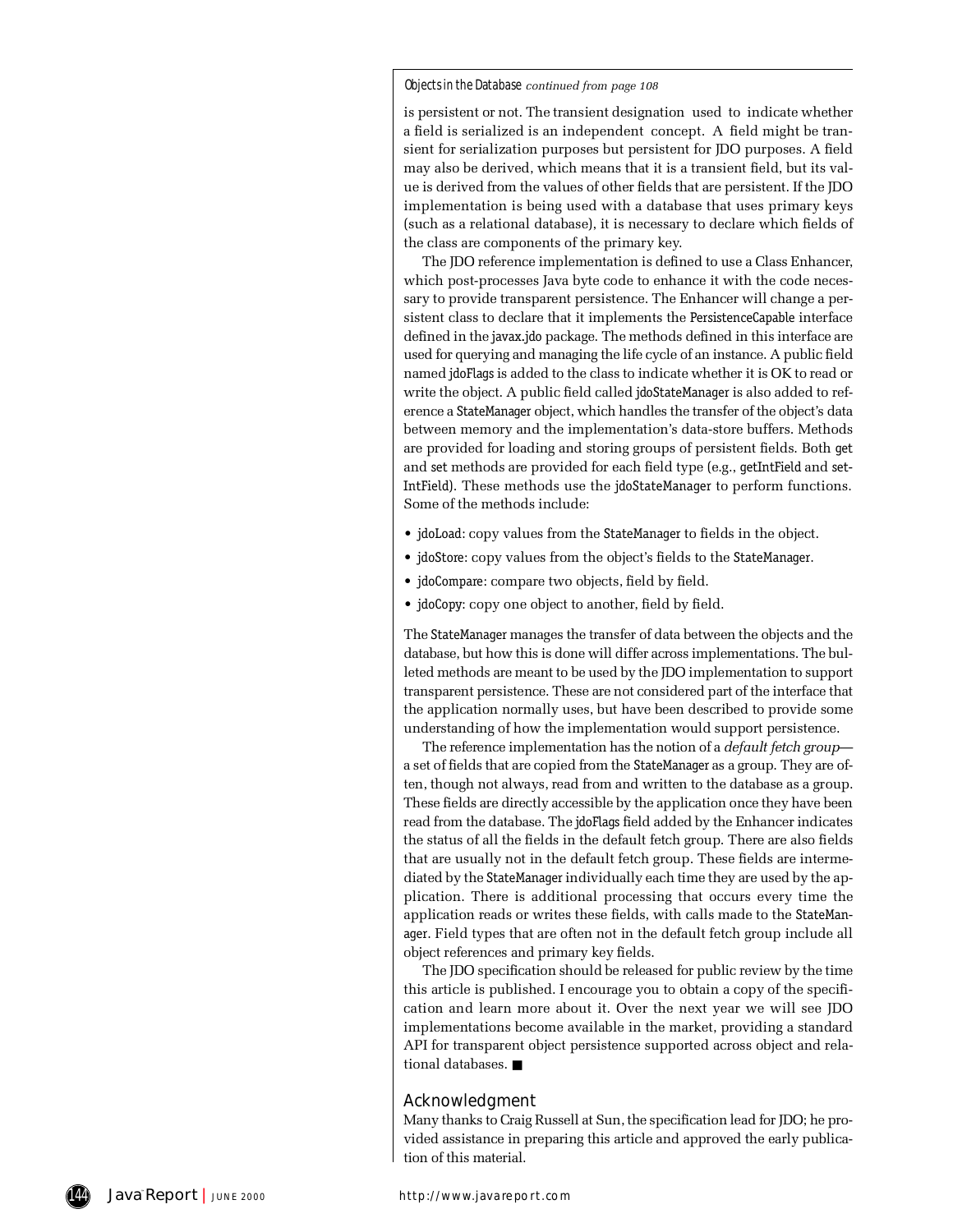*Objects in the Database continued from page 108*

is persistent or not. The transient designation used to indicate whether a field is serialized is an independent concept. A field might be transient for serialization purposes but persistent for JDO purposes. A field may also be derived, which means that it is a transient field, but its value is derived from the values of other fields that are persistent. If the JDO implementation is being used with a database that uses primary keys (such as a relational database), it is necessary to declare which fields of the class are components of the primary key.

The JDO reference implementation is defined to use a Class Enhancer, which post-processes Java byte code to enhance it with the code necessary to provide transparent persistence. The Enhancer will change a persistent class to declare that it implements the PersistenceCapable interface defined in the javax.jdo package. The methods defined in this interface are used for querying and managing the life cycle of an instance. A public field named jdoFlags is added to the class to indicate whether it is OK to read or write the object. A public field called jdoStateManager is also added to reference a StateManager object, which handles the transfer of the object's data between memory and the implementation's data-store buffers. Methods are provided for loading and storing groups of persistent fields. Both get and set methods are provided for each field type (e.g., getIntField and setIntField). These methods use the jdoStateManager to perform functions. Some of the methods include:

- jdoLoad: copy values from the StateManager to fields in the object.
- jdoStore: copy values from the object's fields to the StateManager.
- jdoCompare: compare two objects, field by field.
- jdoCopy: copy one object to another, field by field.

The StateManager manages the transfer of data between the objects and the database, but how this is done will differ across implementations. The bulleted methods are meant to be used by the JDO implementation to support transparent persistence. These are not considered part of the interface that the application normally uses, but have been described to provide some understanding of how the implementation would support persistence.

The reference implementation has the notion of a *default fetch group*—a set of fields that are copied from the StateManager as a group. They are often, though not always, read from and written to the database as a group. These fields are directly accessible by the application once they have been read from the database. The jdoFlags field added by the Enhancer indicates the status of all the fields in the default fetch group. There are also fields that are usually not in the default fetch group. These fields are intermediated by the StateManager individually each time they are used by the application. There is additional processing that occurs every time the application reads or writes these fields, with calls made to the StateManager. Field types that are often not in the default fetch group include all object references and primary key fields.

The JDO specification should be released for public review by the time this article is published. I encourage you to obtain a copy of the specification and learn more about it. Over the next year we will see JDO implementations become available in the market, providing a standard API for transparent object persistence supported across object and relational databases. ■

## Acknowledgment

Many thanks to Craig Russell at Sun, the specification lead for JDO; he provided assistance in preparing this article and approved the early publication of this material.